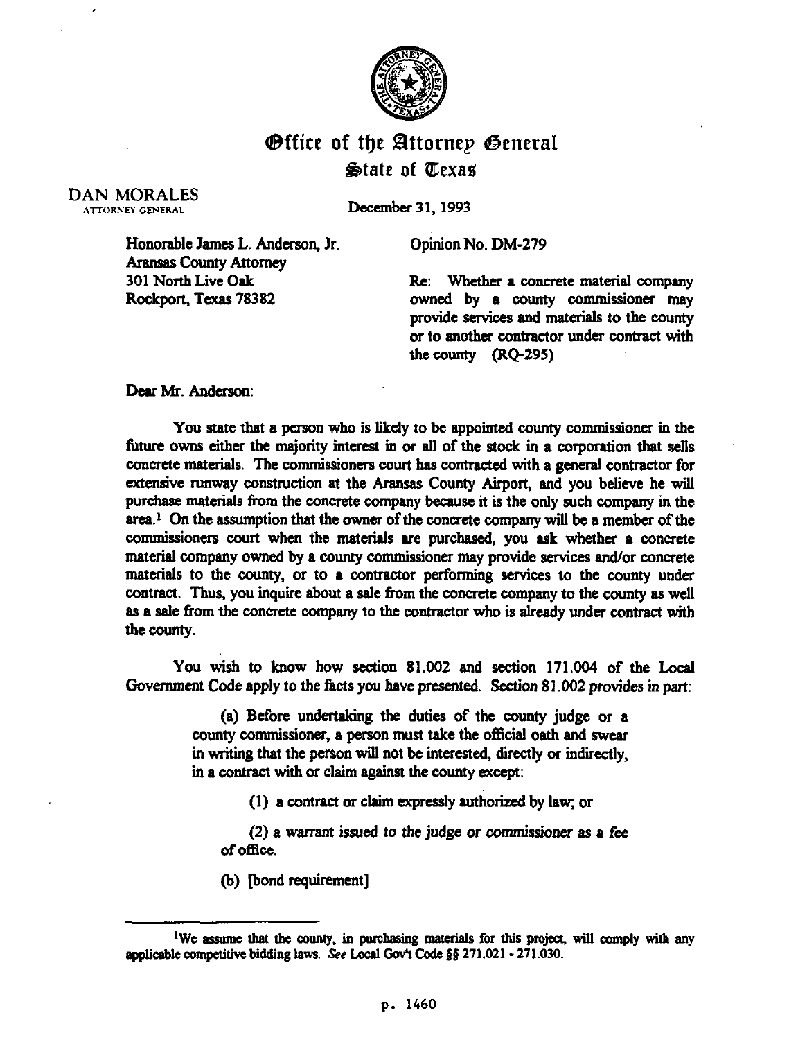# Office of the Attorney General
## State of Texas

DAN MORALES
ATTORNEY GENERAL

December 31, 1993

Honorable James L. Anderson, Jr.
Aransas County Attorney
301 North Live Oak
Rockport, Texas 78382

Opinion No. DM-279

Re: Whether a concrete material company owned by a county commissioner may provide services and materials to the county or to another contractor under contract with the county (RQ-295)

Dear Mr. Anderson:

You state that a person who is likely to be appointed county commissioner in the future owns either the majority interest in or all of the stock in a corporation that sells concrete materials. The commissioners court has contracted with a general contractor for extensive runway construction at the Aransas County Airport, and you believe he will purchase materials from the concrete company because it is the only such company in the area.[1] On the assumption that the owner of the concrete company will be a member of the commissioners court when the materials are purchased, you ask whether a concrete material company owned by a county commissioner may provide services and/or concrete materials to the county, or to a contractor performing services to the county under contract. Thus, you inquire about a sale from the concrete company to the county as well as a sale from the concrete company to the contractor who is already under contract with the county.

You wish to know how section 81.002 and section 171.004 of the Local Government Code apply to the facts you have presented. Section 81.002 provides in part:

> (a) Before undertaking the duties of the county judge or a county commissioner, a person must take the official oath and swear in writing that the person will not be interested, directly or indirectly, in a contract with or claim against the county except:
>
> (1) a contract or claim expressly authorized by law; or
>
> (2) a warrant issued to the judge or commissioner as a fee of office.
>
> (b) [bond requirement]

---

[1]We assume that the county, in purchasing materials for this project, will comply with any applicable competitive bidding laws. *See* Local Gov't Code §§ 271.021 - 271.030.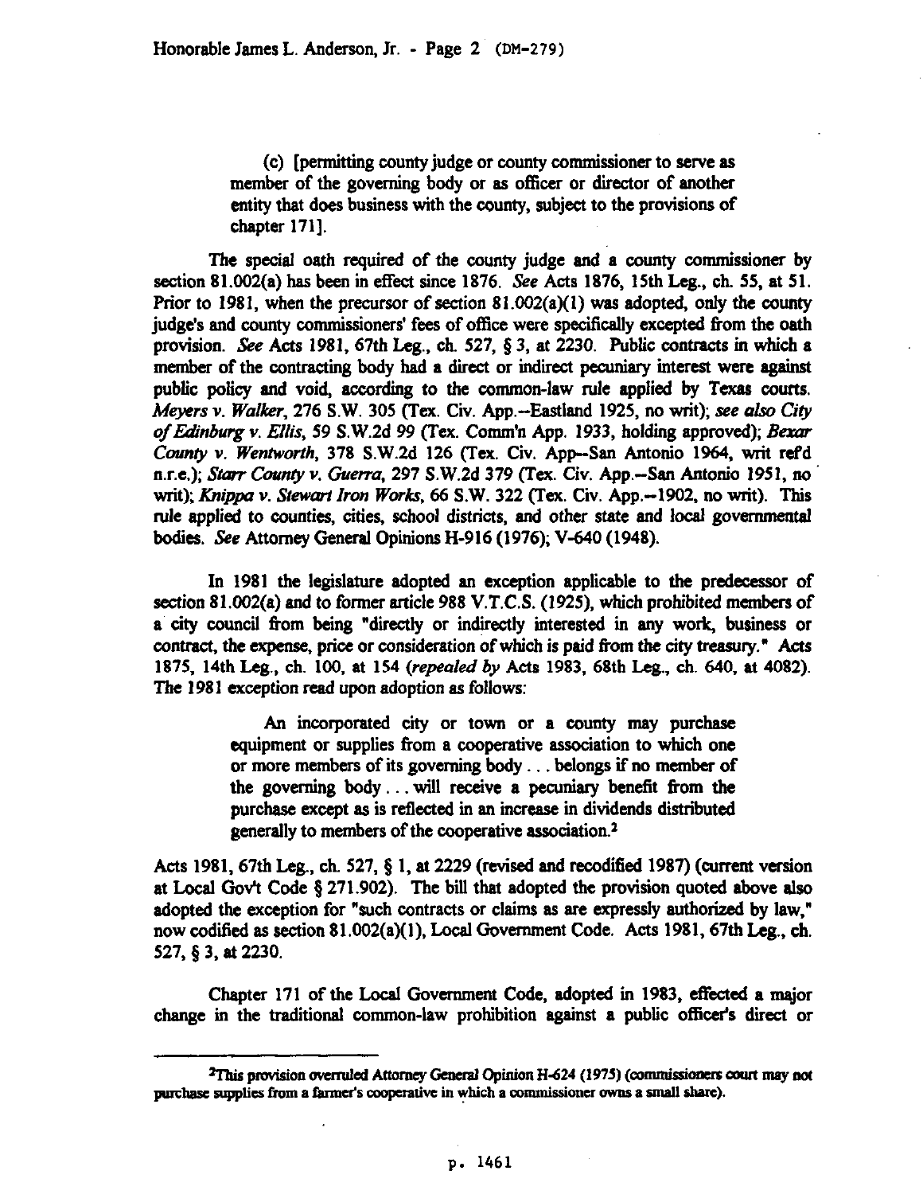(c) [permitting county judge or county commissioner to serve as member of the governing body or as officer or director of another entity that does business with the county, subject to the provisions of chapter 171].

The special oath required of the county judge and a county commissioner by section 81.002(a) has been in effect since 1876. *See* Acts 1876, 15th Leg., ch. 55, at 51. Prior to 1981, when the precursor of section 81.002(a)(1) was adopted, only the county judge's and county commissioners' fees of office were specifically excepted from the oath provision. *See* Acts 1981, 67th Leg., ch. 527, § 3, at 2230. Public contracts in which a member of the contracting body had a direct or indirect pecuniary interest were against public policy and void, according to the common-law rule applied by Texas courts. *Meyers v. Walker*, 276 S.W. 305 (Tex. Civ. App.--Eastland 1925, no writ); *see also City of Edinburg v. Ellis*, 59 S.W.2d 99 (Tex. Comm'n App. 1933, holding approved); *Bexar County v. Wentworth*, 378 S.W.2d 126 (Tex. Civ. App--San Antonio 1964, writ ref'd n.r.e.); *Starr County v. Guerra*, 297 S.W.2d 379 (Tex. Civ. App.--San Antonio 1951, no writ); *Knippa v. Stewart Iron Works*, 66 S.W. 322 (Tex. Civ. App.--1902, no writ). This rule applied to counties, cities, school districts, and other state and local governmental bodies. *See* Attorney General Opinions H-916 (1976); V-640 (1948).

In 1981 the legislature adopted an exception applicable to the predecessor of section 81.002(a) and to former article 988 V.T.C.S. (1925), which prohibited members of a city council from being "directly or indirectly interested in any work, business or contract, the expense, price or consideration of which is paid from the city treasury." Acts 1875, 14th Leg., ch. 100, at 154 (*repealed by* Acts 1983, 68th Leg., ch. 640, at 4082). The 1981 exception read upon adoption as follows:

> An incorporated city or town or a county may purchase equipment or supplies from a cooperative association to which one or more members of its governing body . . . belongs if no member of the governing body . . . will receive a pecuniary benefit from the purchase except as is reflected in an increase in dividends distributed generally to members of the cooperative association.[2]

Acts 1981, 67th Leg., ch. 527, § 1, at 2229 (revised and recodified 1987) (current version at Local Gov't Code § 271.902). The bill that adopted the provision quoted above also adopted the exception for "such contracts or claims as are expressly authorized by law," now codified as section 81.002(a)(1), Local Government Code. Acts 1981, 67th Leg., ch. 527, § 3, at 2230.

Chapter 171 of the Local Government Code, adopted in 1983, effected a major change in the traditional common-law prohibition against a public officer's direct or

---

[2]This provision overruled Attorney General Opinion H-624 (1975) (commissioners court may not purchase supplies from a farmer's cooperative in which a commissioner owns a small share).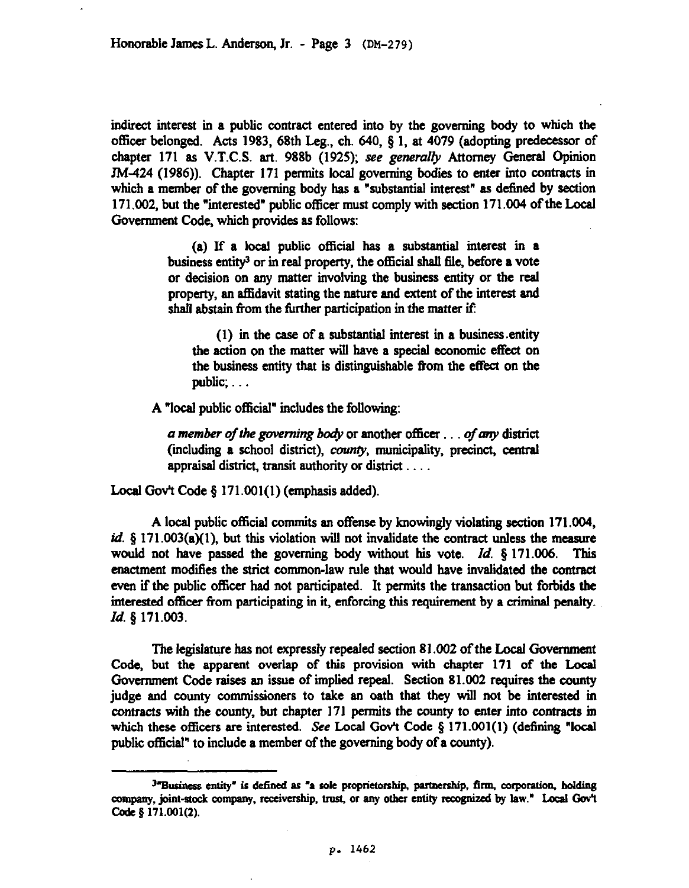indirect interest in a public contract entered into by the governing body to which the officer belonged. Acts 1983, 68th Leg., ch. 640, § 1, at 4079 (adopting predecessor of chapter 171 as V.T.C.S. art. 988b (1925); *see generally* Attorney General Opinion JM-424 (1986)). Chapter 171 permits local governing bodies to enter into contracts in which a member of the governing body has a "substantial interest" as defined by section 171.002, but the "interested" public officer must comply with section 171.004 of the Local Government Code, which provides as follows:

> (a) If a local public official has a substantial interest in a business entity[3] or in real property, the official shall file, before a vote or decision on any matter involving the business entity or the real property, an affidavit stating the nature and extent of the interest and shall abstain from the further participation in the matter if:
>
> > (1) in the case of a substantial interest in a business entity the action on the matter will have a special economic effect on the business entity that is distinguishable from the effect on the public; . . .

A "local public official" includes the following:

> *a member of the governing body* or another officer . . . *of any* district (including a school district), *county*, municipality, precinct, central appraisal district, transit authority or district . . . .

Local Gov't Code § 171.001(1) (emphasis added).

A local public official commits an offense by knowingly violating section 171.004, *id.* § 171.003(a)(1), but this violation will not invalidate the contract unless the measure would not have passed the governing body without his vote. *Id.* § 171.006. This enactment modifies the strict common-law rule that would have invalidated the contract even if the public officer had not participated. It permits the transaction but forbids the interested officer from participating in it, enforcing this requirement by a criminal penalty. *Id.* § 171.003.

The legislature has not expressly repealed section 81.002 of the Local Government Code, but the apparent overlap of this provision with chapter 171 of the Local Government Code raises an issue of implied repeal. Section 81.002 requires the county judge and county commissioners to take an oath that they will not be interested in contracts with the county, but chapter 171 permits the county to enter into contracts in which these officers are interested. *See* Local Gov't Code § 171.001(1) (defining "local public official" to include a member of the governing body of a county).

---

[3] "Business entity" is defined as "a sole proprietorship, partnership, firm, corporation, holding company, joint-stock company, receivership, trust, or any other entity recognized by law." Local Gov't Code § 171.001(2).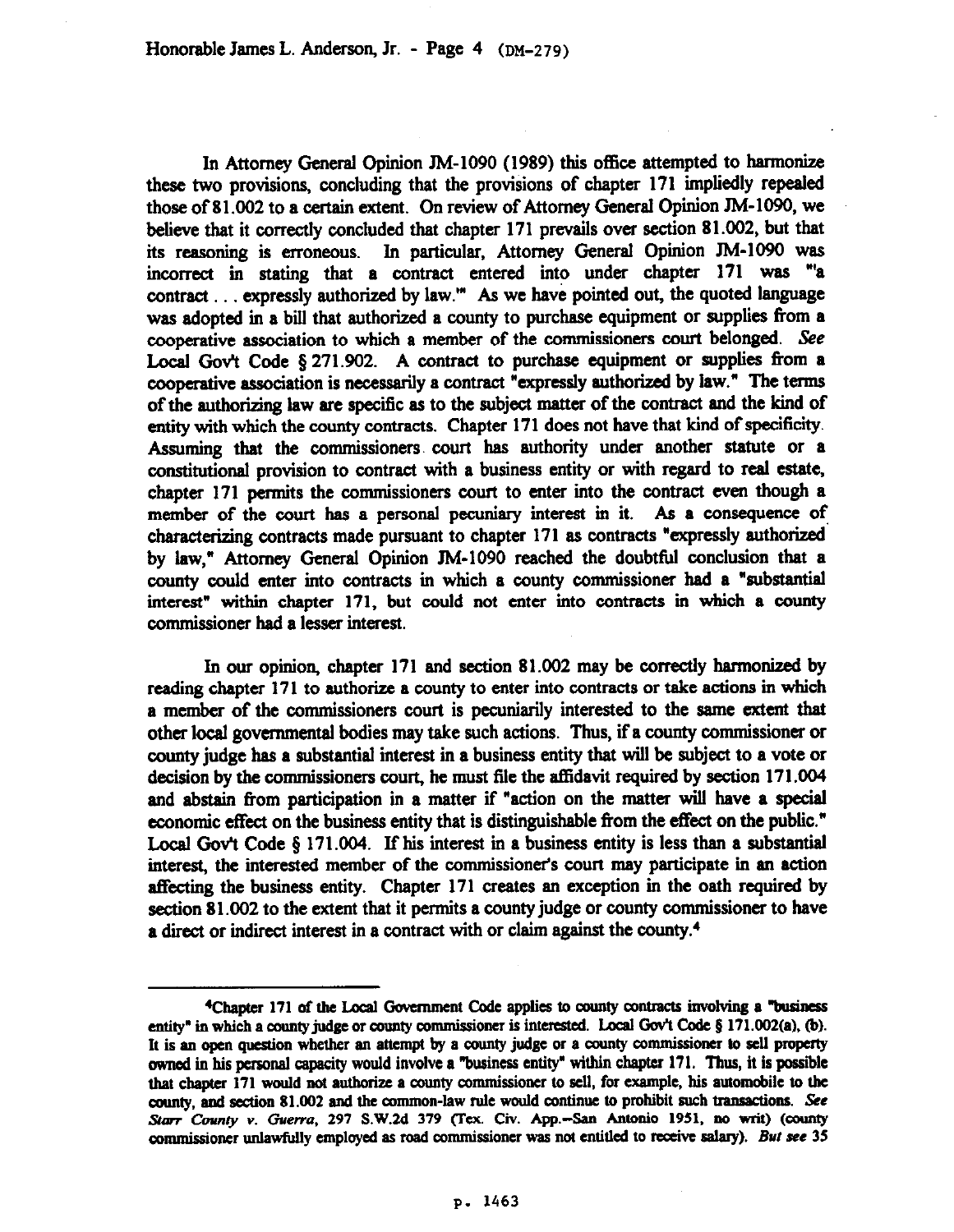In Attorney General Opinion JM-1090 (1989) this office attempted to harmonize these two provisions, concluding that the provisions of chapter 171 impliedly repealed those of 81.002 to a certain extent. On review of Attorney General Opinion JM-1090, we believe that it correctly concluded that chapter 171 prevails over section 81.002, but that its reasoning is erroneous. In particular, Attorney General Opinion JM-1090 was incorrect in stating that a contract entered into under chapter 171 was "'a contract . . . expressly authorized by law.'" As we have pointed out, the quoted language was adopted in a bill that authorized a county to purchase equipment or supplies from a cooperative association to which a member of the commissioners court belonged. *See* Local Gov't Code § 271.902. A contract to purchase equipment or supplies from a cooperative association is necessarily a contract "expressly authorized by law." The terms of the authorizing law are specific as to the subject matter of the contract and the kind of entity with which the county contracts. Chapter 171 does not have that kind of specificity. Assuming that the commissioners court has authority under another statute or a constitutional provision to contract with a business entity or with regard to real estate, chapter 171 permits the commissioners court to enter into the contract even though a member of the court has a personal pecuniary interest in it. As a consequence of characterizing contracts made pursuant to chapter 171 as contracts "expressly authorized by law," Attorney General Opinion JM-1090 reached the doubtful conclusion that a county could enter into contracts in which a county commissioner had a "substantial interest" within chapter 171, but could not enter into contracts in which a county commissioner had a lesser interest.

In our opinion, chapter 171 and section 81.002 may be correctly harmonized by reading chapter 171 to authorize a county to enter into contracts or take actions in which a member of the commissioners court is pecuniarily interested to the same extent that other local governmental bodies may take such actions. Thus, if a county commissioner or county judge has a substantial interest in a business entity that will be subject to a vote or decision by the commissioners court, he must file the affidavit required by section 171.004 and abstain from participation in a matter if "action on the matter will have a special economic effect on the business entity that is distinguishable from the effect on the public." Local Gov't Code § 171.004. If his interest in a business entity is less than a substantial interest, the interested member of the commissioner's court may participate in an action affecting the business entity. Chapter 171 creates an exception in the oath required by section 81.002 to the extent that it permits a county judge or county commissioner to have a direct or indirect interest in a contract with or claim against the county.[4]

---

[4]Chapter 171 of the Local Government Code applies to county contracts involving a "business entity" in which a county judge or county commissioner is interested. Local Gov't Code § 171.002(a), (b). It is an open question whether an attempt by a county judge or a county commissioner to sell property owned in his personal capacity would involve a "business entity" within chapter 171. Thus, it is possible that chapter 171 would not authorize a county commissioner to sell, for example, his automobile to the county, and section 81.002 and the common-law rule would continue to prohibit such transactions. *See Starr County v. Guerra*, 297 S.W.2d 379 (Tex. Civ. App.--San Antonio 1951, no writ) (county commissioner unlawfully employed as road commissioner was not entitled to receive salary). *But see* 35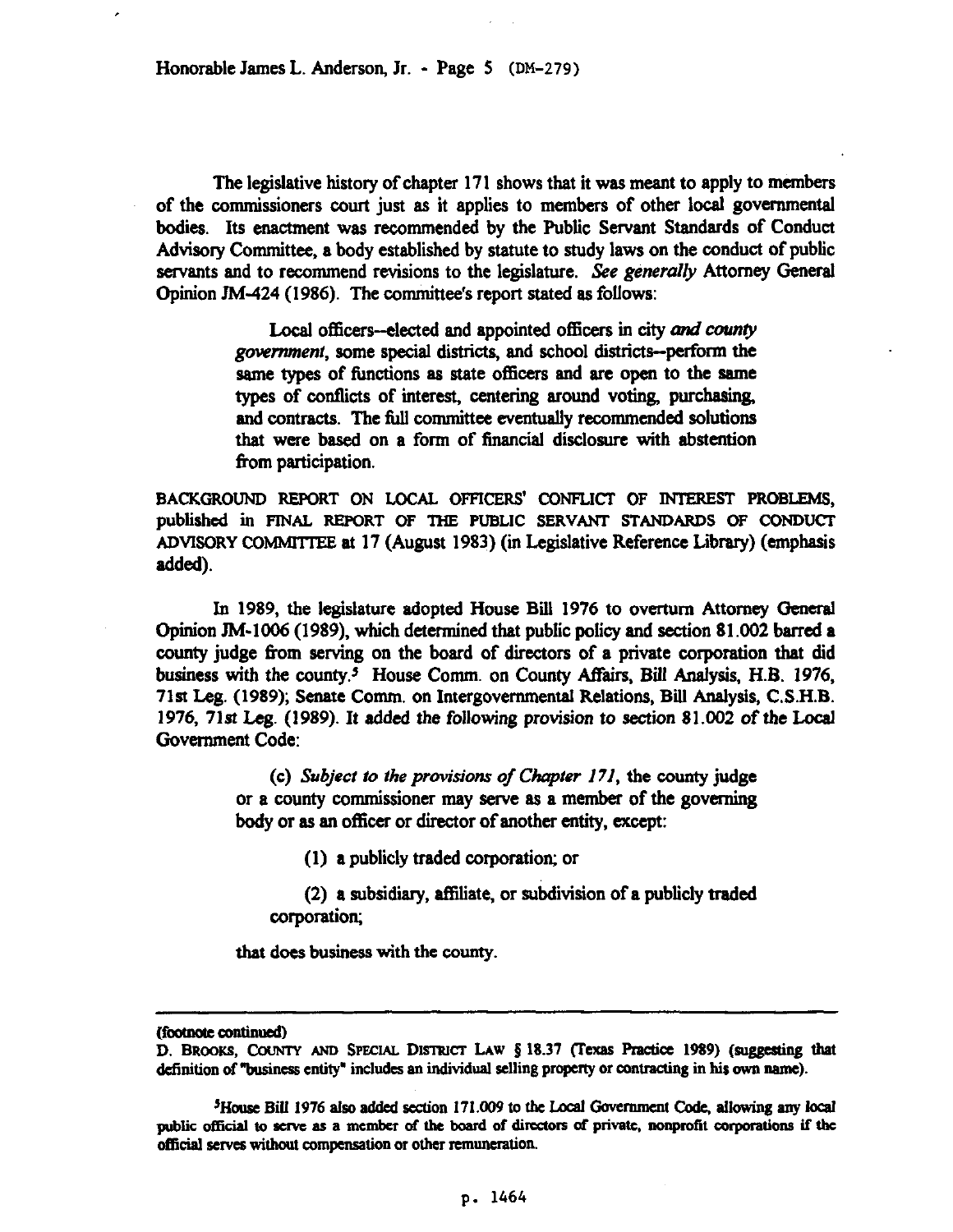The legislative history of chapter 171 shows that it was meant to apply to members of the commissioners court just as it applies to members of other local governmental bodies. Its enactment was recommended by the Public Servant Standards of Conduct Advisory Committee, a body established by statute to study laws on the conduct of public servants and to recommend revisions to the legislature. *See generally* Attorney General Opinion JM-424 (1986). The committee's report stated as follows:

> Local officers--elected and appointed officers in city *and county government*, some special districts, and school districts--perform the same types of functions as state officers and are open to the same types of conflicts of interest, centering around voting, purchasing, and contracts. The full committee eventually recommended solutions that were based on a form of financial disclosure with abstention from participation.

BACKGROUND REPORT ON LOCAL OFFICERS' CONFLICT OF INTEREST PROBLEMS, published in FINAL REPORT OF THE PUBLIC SERVANT STANDARDS OF CONDUCT ADVISORY COMMITTEE at 17 (August 1983) (in Legislative Reference Library) (emphasis added).

In 1989, the legislature adopted House Bill 1976 to overturn Attorney General Opinion JM-1006 (1989), which determined that public policy and section 81.002 barred a county judge from serving on the board of directors of a private corporation that did business with the county.[5] House Comm. on County Affairs, Bill Analysis, H.B. 1976, 71st Leg. (1989); Senate Comm. on Intergovernmental Relations, Bill Analysis, C.S.H.B. 1976, 71st Leg. (1989). It added the following provision to section 81.002 of the Local Government Code:

> (c) *Subject to the provisions of Chapter 171*, the county judge or a county commissioner may serve as a member of the governing body or as an officer or director of another entity, except:
>
> (1) a publicly traded corporation; or
>
> (2) a subsidiary, affiliate, or subdivision of a publicly traded corporation;
>
> that does business with the county.

---

(footnote continued)

D. BROOKS, COUNTY AND SPECIAL DISTRICT LAW § 18.37 (Texas Practice 1989) (suggesting that definition of "business entity" includes an individual selling property or contracting in his own name).

[5]House Bill 1976 also added section 171.009 to the Local Government Code, allowing any local public official to serve as a member of the board of directors of private, nonprofit corporations if the official serves without compensation or other remuneration.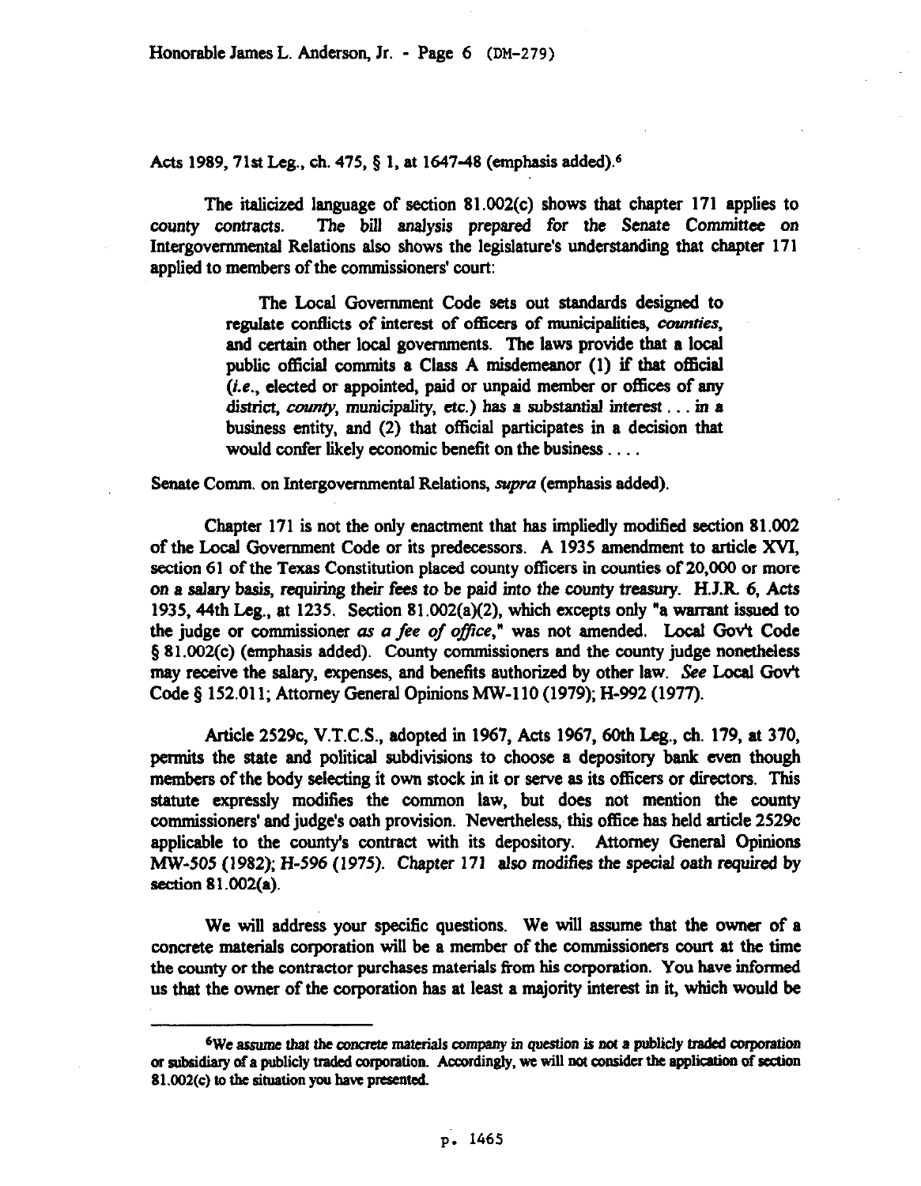Acts 1989, 71st Leg., ch. 475, § 1, at 1647-48 (emphasis added).[6]

The italicized language of section 81.002(c) shows that chapter 171 applies to *county contracts*. The bill analysis prepared for the Senate Committee on Intergovernmental Relations also shows the legislature's understanding that chapter 171 applied to members of the commissioners' court:

> The Local Government Code sets out standards designed to regulate conflicts of interest of officers of municipalities, *counties*, and certain other local governments. The laws provide that a local public official commits a Class A misdemeanor (1) if that official (*i.e.*, elected or appointed, paid or unpaid member or offices of any district, *county*, municipality, etc.) has a substantial interest . . . in a business entity, and (2) that official participates in a decision that would confer likely economic benefit on the business . . . .

Senate Comm. on Intergovernmental Relations, *supra* (emphasis added).

Chapter 171 is not the only enactment that has impliedly modified section 81.002 of the Local Government Code or its predecessors. A 1935 amendment to article XVI, section 61 of the Texas Constitution placed county officers in counties of 20,000 or more on a salary basis, requiring their fees to be paid into the county treasury. H.J.R. 6, Acts 1935, 44th Leg., at 1235. Section 81.002(a)(2), which excepts only "a warrant issued to the judge or commissioner *as a fee of office*," was not amended. Local Gov't Code § 81.002(c) (emphasis added). County commissioners and the county judge nonetheless may receive the salary, expenses, and benefits authorized by other law. *See* Local Gov't Code § 152.011; Attorney General Opinions MW-110 (1979); H-992 (1977).

Article 2529c, V.T.C.S., adopted in 1967, Acts 1967, 60th Leg., ch. 179, at 370, permits the state and political subdivisions to choose a depository bank even though members of the body selecting it own stock in it or serve as its officers or directors. This statute expressly modifies the common law, but does not mention the county commissioners' and judge's oath provision. Nevertheless, this office has held article 2529c applicable to the county's contract with its depository. Attorney General Opinions MW-505 (1982); H-596 (1975). *Chapter 171 also modifies the special oath required by section 81.002(a).*

We will address your specific questions. We will assume that the owner of a concrete materials corporation will be a member of the commissioners court at the time the county or the contractor purchases materials from his corporation. You have informed us that the owner of the corporation has at least a majority interest in it, which would be

---

[6] We assume that the concrete materials company in question is not a publicly traded corporation or subsidiary of a publicly traded corporation. Accordingly, we will not consider the application of section 81.002(c) to the situation you have presented.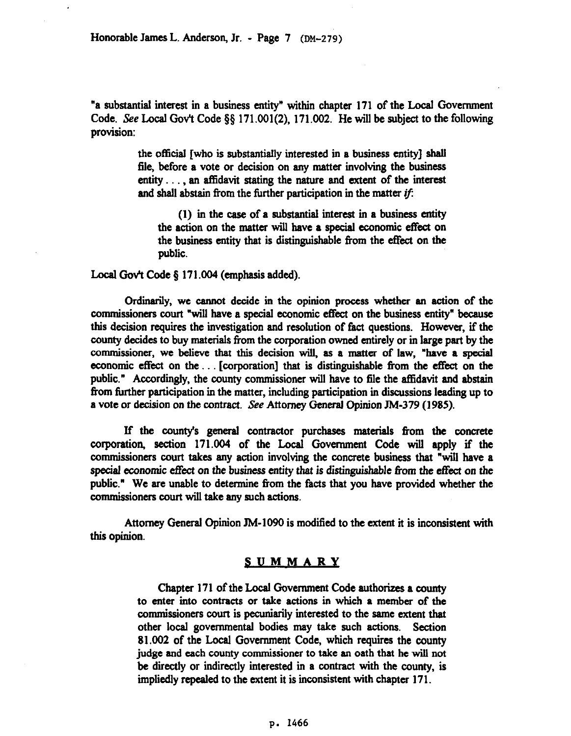"a substantial interest in a business entity" within chapter 171 of the Local Government Code. *See* Local Gov't Code §§ 171.001(2), 171.002. He will be subject to the following provision:

> the official [who is substantially interested in a business entity] shall file, before a vote or decision on any matter involving the business entity . . . , an affidavit stating the nature and extent of the interest and shall abstain from the further participation in the matter *if*:
>
> > (1) in the case of a substantial interest in a business entity the action on the matter will have a special economic effect on the business entity that is distinguishable from the effect on the public.

Local Gov't Code § 171.004 (emphasis added).

Ordinarily, we cannot decide in the opinion process whether an action of the commissioners court "will have a special economic effect on the business entity" because this decision requires the investigation and resolution of fact questions. However, if the county decides to buy materials from the corporation owned entirely or in large part by the commissioner, we believe that this decision will, as a matter of law, "have a special economic effect on the . . . [corporation] that is distinguishable from the effect on the public." Accordingly, the county commissioner will have to file the affidavit and abstain from further participation in the matter, including participation in discussions leading up to a vote or decision on the contract. *See* Attorney General Opinion JM-379 (1985).

If the county's general contractor purchases materials from the concrete corporation, section 171.004 of the Local Government Code will apply if the commissioners court takes any action involving the concrete business that "will have a *special economic effect on the business entity that is distinguishable from the effect on the* public." We are unable to determine from the facts that you have provided whether the commissioners court will take any such actions.

Attorney General Opinion JM-1090 is modified to the extent it is inconsistent with this opinion.

## S U M M A R Y

> Chapter 171 of the Local Government Code authorizes a county to enter into contracts or take actions in which a member of the commissioners court is pecuniarily interested to the same extent that other local governmental bodies may take such actions. Section 81.002 of the Local Government Code, which requires the county judge and each county commissioner to take an oath that he will not be directly or indirectly interested in a contract with the county, is impliedly repealed to the extent it is inconsistent with chapter 171.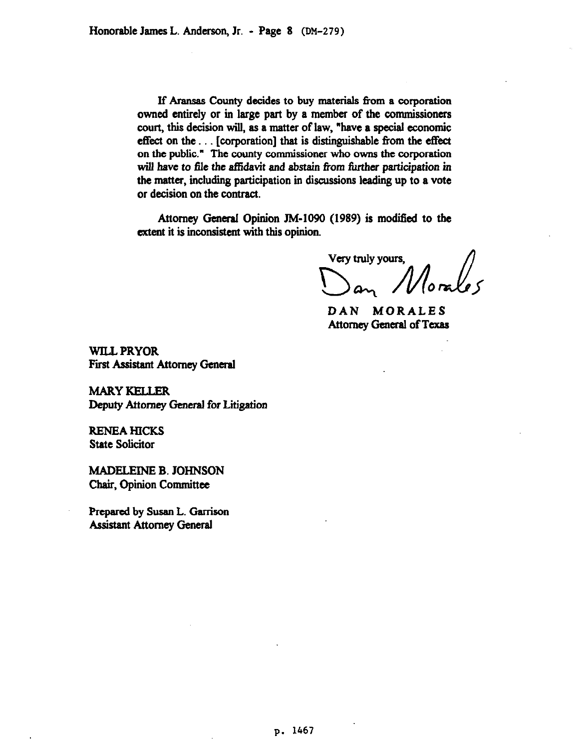If Aransas County decides to buy materials from a corporation owned entirely or in large part by a member of the commissioners court, this decision will, as a matter of law, "have a special economic effect on the . . . [corporation] that is distinguishable from the effect on the public." The county commissioner who owns the corporation *will have to file the affidavit and abstain from further participation in* the matter, including participation in discussions leading up to a vote or decision on the contract.

Attorney General Opinion JM-1090 (1989) is modified to the extent it is inconsistent with this opinion.

Very truly yours,

Dan Morales

DAN MORALES
Attorney General of Texas

WILL PRYOR
First Assistant Attorney General

MARY KELLER
Deputy Attorney General for Litigation

RENEA HICKS
State Solicitor

MADELEINE B. JOHNSON
Chair, Opinion Committee

Prepared by Susan L. Garrison
Assistant Attorney General